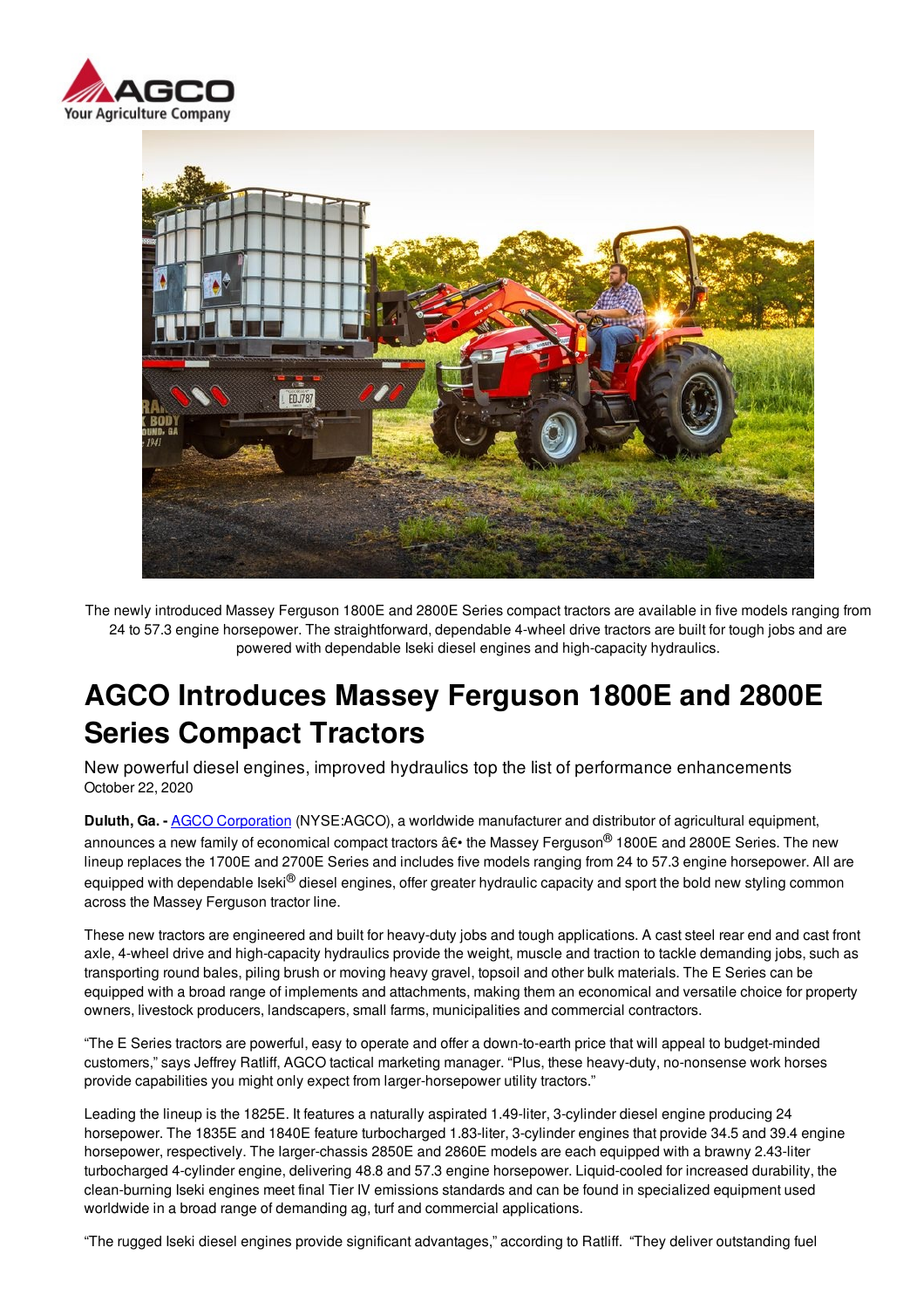The newly introduced Massey Ferguson 1800E and 2800E Series compact tractors are available in five models ranging from 24 to 57.3 engine horsepower. The straightforward, dependable 4-wheel drive tractors are built for tough jobs and are powered with dependable Iseki diesel engines and high-capacity hydraulics.

# AGCO Introduces Massey Ferguson 1800E and 2800E Series Compact Tractors

New powerful diesel engines, improved hydraulics top the list of performance enhancements

October 22, 2020

**Duluth, Ga. -** AGCO Corporation (NYSE:AGCO), a worldwide manufacturer and distributor of agricultural equipment, announces a new family of economical compact tractors â€• the Massey Ferguson® 1800E and 2800E Series. The new lineup replaces the 1700E and 2700E Series and includes five models ranging from 24 to 57.3 engine horsepower. All are equipped with dependable Iseki® diesel engines, offer greater hydraulic capacity and sport the bold new styling common across the Massey Ferguson tractor line.

These new tractors are engineered and built for heavy-duty jobs and tough applications. A cast steel rear end and cast front axle, 4-wheel drive and high-capacity hydraulics provide the weight, muscle and traction to tackle demanding jobs, such as transporting round bales, piling brush or moving heavy gravel, topsoil and other bulk materials. The E Series can be equipped with a broad range of implements and attachments, making them an economical and versatile choice for property owners, livestock producers, landscapers, small farms, municipalities and commercial contractors.

"The E Series tractors are powerful, easy to operate and offer a down-to-earth price that will appeal to budget-minded customers," says Jeffrey Ratliff, AGCO tactical marketing manager. "Plus, these heavy-duty, no-nonsense work horses provide capabilities you might only expect from larger-horsepower utility tractors."

Leading the lineup is the 1825E. It features a naturally aspirated 1.49-liter, 3-cylinder diesel engine producing 24 horsepower. The 1835E and 1840E feature turbocharged 1.83-liter, 3-cylinder engines that provide 34.5 and 39.4 engine horsepower, respectively. The larger-chassis 2850E and 2860E models are each equipped with a brawny 2.43-liter turbocharged 4-cylinder engine, delivering 48.8 and 57.3 engine horsepower. Liquid-cooled for increased durability, the clean-burning Iseki engines meet final Tier IV emissions standards and can be found in specialized equipment used worldwide in a broad range of demanding ag, turf and commercial applications.

"The rugged Iseki diesel engines provide significant advantages," according to Ratliff. "They deliver outstanding fuel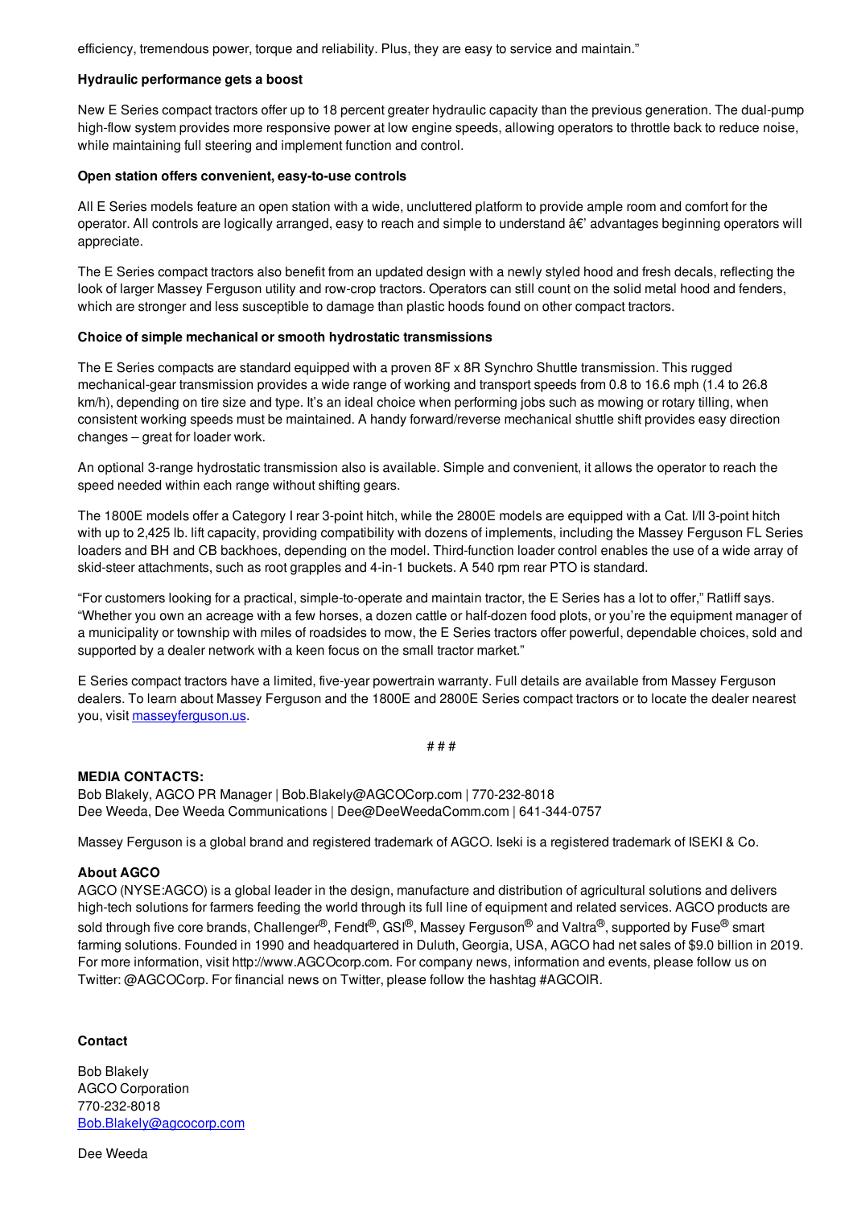efficiency, tremendous power, torque and reliability. Plus, they are easy to service and maintain."

**Hydraulic performance gets a boost**

New E Series compact tractors offer up to 18 percent greater hydraulic capacity than the previous generation. The dual-pump high-flow system provides more responsive power at low engine speeds, allowing operators to throttle back to reduce noise, while maintaining full steering and implement function and control.

**Open station offers convenient, easy-to-use controls**

All E Series models feature an open station with a wide, uncluttered platform to provide ample room and comfort for the operator. All controls are logically arranged, easy to reach and simple to understand â€' advantages beginning operators will appreciate.

The E Series compact tractors also benefit from an updated design with a newly styled hood and fresh decals, reflecting the look of larger Massey Ferguson utility and row-crop tractors. Operators can still count on the solid metal hood and fenders, which are stronger and less susceptible to damage than plastic hoods found on other compact tractors.

**Choice of simple mechanical or smooth hydrostatic transmissions**

The E Series compacts are standard equipped with a proven 8F x 8R Synchro Shuttle transmission. This rugged mechanical-gear transmission provides a wide range of working and transport speeds from 0.8 to 16.6 mph (1.4 to 26.8 km/h), depending on tire size and type. It's an ideal choice when performing jobs such as mowing or rotary tilling, when consistent working speeds must be maintained. A handy forward/reverse mechanical shuttle shift provides easy direction changes – great for loader work.

An optional 3-range hydrostatic transmission also is available. Simple and convenient, it allows the operator to reach the speed needed within each range without shifting gears.

The 1800E models offer a Category I rear 3-point hitch, while the 2800E models are equipped with a Cat. I/II 3-point hitch with up to 2,425 lb. lift capacity, providing compatibility with dozens of implements, including the Massey Ferguson FL Series loaders and BH and CB backhoes, depending on the model. Third-function loader control enables the use of a wide array of skid-steer attachments, such as root grapples and 4-in-1 buckets. A 540 rpm rear PTO is standard.

"For customers looking for a practical, simple-to-operate and maintain tractor, the E Series has a lot to offer," Ratliff says. "Whether you own an acreage with a few horses, a dozen cattle or half-dozen food plots, or you're the equipment manager of a municipality or township with miles of roadsides to mow, the E Series tractors offer powerful, dependable choices, sold and supported by a dealer network with a keen focus on the small tractor market."

E Series compact tractors have a limited, five-year powertrain warranty. Full details are available from Massey Ferguson dealers. To learn about Massey Ferguson and the 1800E and 2800E Series compact tractors or to locate the dealer nearest you, visit masseyferguson.us.

# # #

**MEDIA CONTACTS:**
Bob Blakely, AGCO PR Manager | Bob.Blakely@AGCOCorp.com | 770-232-8018
Dee Weeda, Dee Weeda Communications | Dee@DeeWeedaComm.com | 641-344-0757

Massey Ferguson is a global brand and registered trademark of AGCO. Iseki is a registered trademark of ISEKI & Co.

**About AGCO**
AGCO (NYSE:AGCO) is a global leader in the design, manufacture and distribution of agricultural solutions and delivers high-tech solutions for farmers feeding the world through its full line of equipment and related services. AGCO products are sold through five core brands, Challenger®, Fendt®, GSI®, Massey Ferguson® and Valtra®, supported by Fuse® smart farming solutions. Founded in 1990 and headquartered in Duluth, Georgia, USA, AGCO had net sales of $9.0 billion in 2019. For more information, visit http://www.AGCOcorp.com. For company news, information and events, please follow us on Twitter: @AGCOCorp. For financial news on Twitter, please follow the hashtag #AGCOIR.

**Contact**

Bob Blakely
AGCO Corporation
770-232-8018
Bob.Blakely@agcocorp.com

Dee Weeda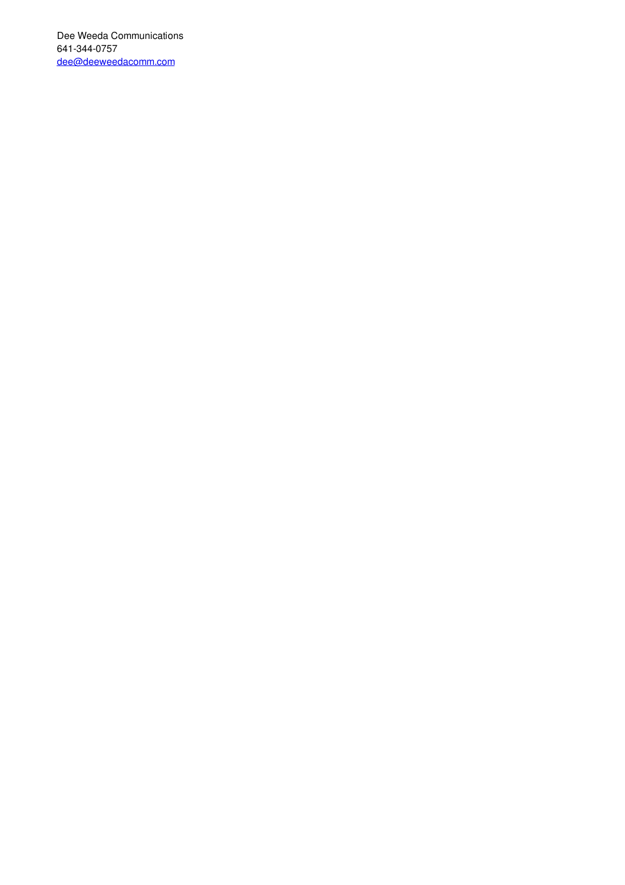Dee Weeda Communications
641-344-0757
[dee@deeweedacomm.com](mailto:dee@deeweedacomm.com)